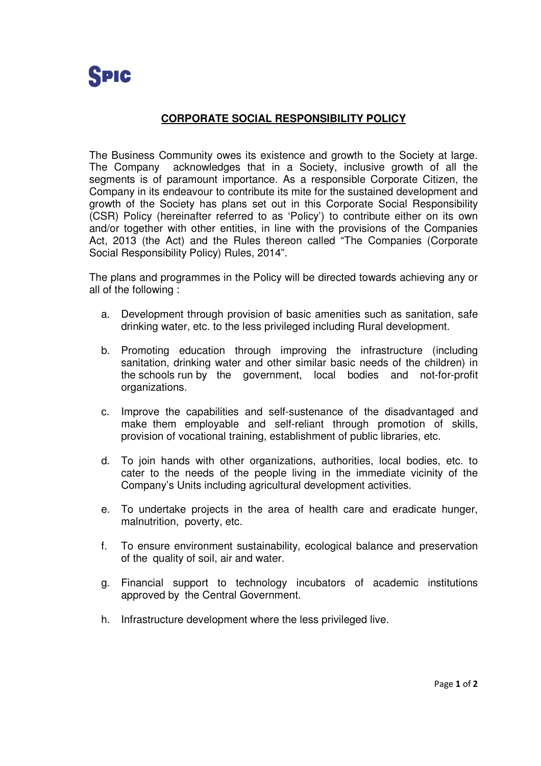SPIC

# CORPORATE SOCIAL RESPONSIBILITY POLICY

The Business Community owes its existence and growth to the Society at large. The Company acknowledges that in a Society, inclusive growth of all the segments is of paramount importance. As a responsible Corporate Citizen, the Company in its endeavour to contribute its mite for the sustained development and growth of the Society has plans set out in this Corporate Social Responsibility (CSR) Policy (hereinafter referred to as 'Policy') to contribute either on its own and/or together with other entities, in line with the provisions of the Companies Act, 2013 (the Act) and the Rules thereon called "The Companies (Corporate Social Responsibility Policy) Rules, 2014".

The plans and programmes in the Policy will be directed towards achieving any or all of the following :

a. Development through provision of basic amenities such as sanitation, safe drinking water, etc. to the less privileged including Rural development.

b. Promoting education through improving the infrastructure (including sanitation, drinking water and other similar basic needs of the children) in the schools run by the government, local bodies and not-for-profit organizations.

c. Improve the capabilities and self-sustenance of the disadvantaged and make them employable and self-reliant through promotion of skills, provision of vocational training, establishment of public libraries, etc.

d. To join hands with other organizations, authorities, local bodies, etc. to cater to the needs of the people living in the immediate vicinity of the Company's Units including agricultural development activities.

e. To undertake projects in the area of health care and eradicate hunger, malnutrition, poverty, etc.

f. To ensure environment sustainability, ecological balance and preservation of the quality of soil, air and water.

g. Financial support to technology incubators of academic institutions approved by the Central Government.

h. Infrastructure development where the less privileged live.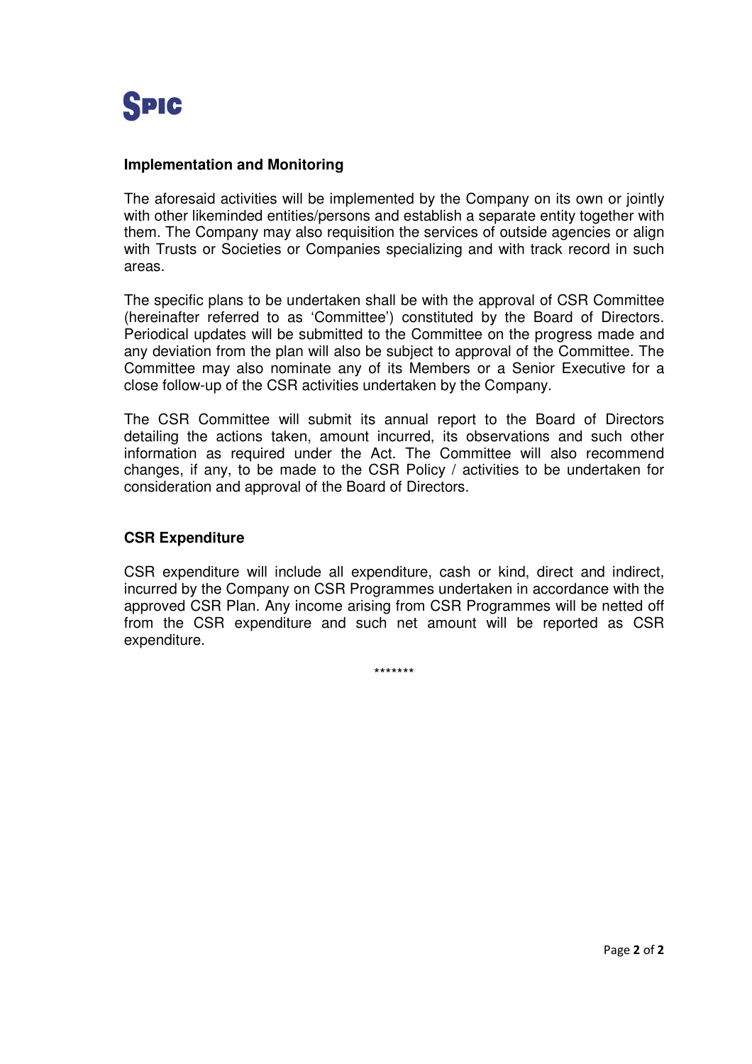### Implementation and Monitoring

The aforesaid activities will be implemented by the Company on its own or jointly with other likeminded entities/persons and establish a separate entity together with them. The Company may also requisition the services of outside agencies or align with Trusts or Societies or Companies specializing and with track record in such areas.

The specific plans to be undertaken shall be with the approval of CSR Committee (hereinafter referred to as 'Committee') constituted by the Board of Directors. Periodical updates will be submitted to the Committee on the progress made and any deviation from the plan will also be subject to approval of the Committee. The Committee may also nominate any of its Members or a Senior Executive for a close follow-up of the CSR activities undertaken by the Company.

The CSR Committee will submit its annual report to the Board of Directors detailing the actions taken, amount incurred, its observations and such other information as required under the Act. The Committee will also recommend changes, if any, to be made to the CSR Policy / activities to be undertaken for consideration and approval of the Board of Directors.

### CSR Expenditure

CSR expenditure will include all expenditure, cash or kind, direct and indirect, incurred by the Company on CSR Programmes undertaken in accordance with the approved CSR Plan. Any income arising from CSR Programmes will be netted off from the CSR expenditure and such net amount will be reported as CSR expenditure.

*******